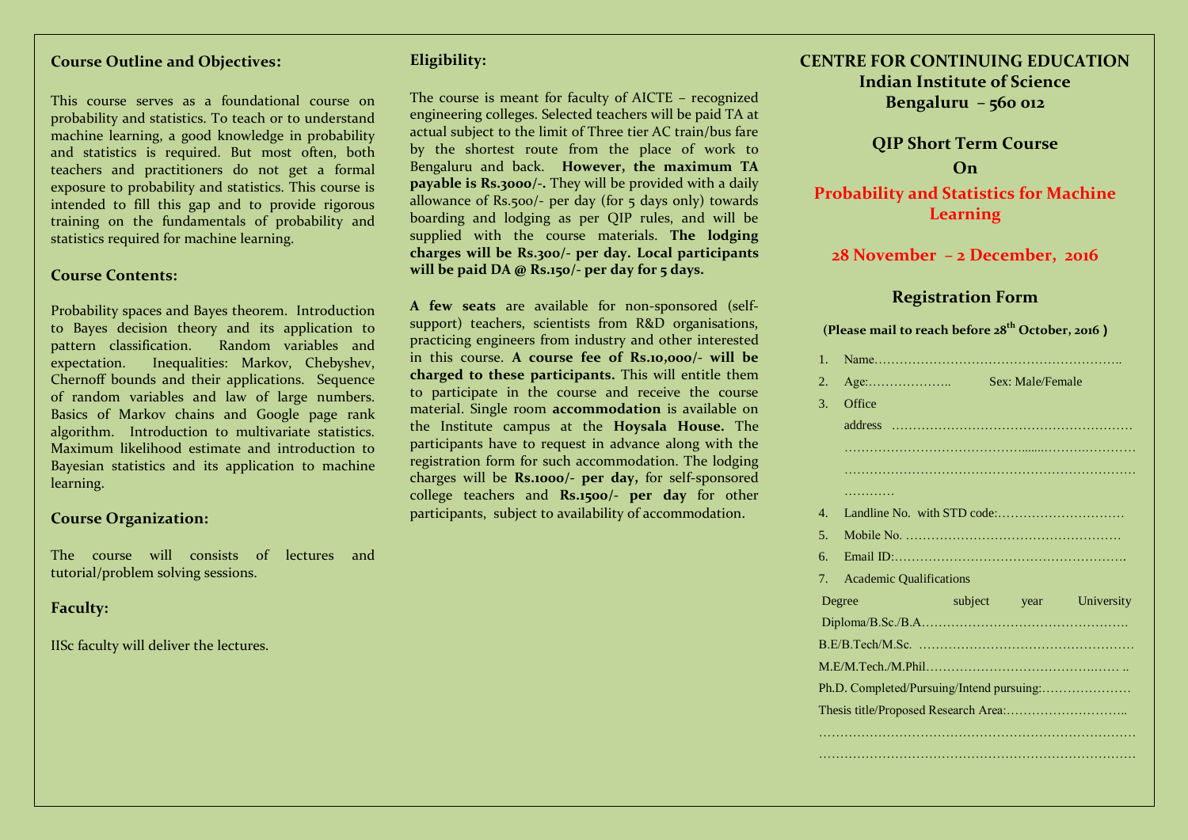## Course Outline and Objectives:

This course serves as a foundational course on probability and statistics. To teach or to understand machine learning, a good knowledge in probability and statistics is required. But most often, both teachers and practitioners do not get a formal exposure to probability and statistics. This course is intended to fill this gap and to provide rigorous training on the fundamentals of probability and statistics required for machine learning.

## Course Contents:

Probability spaces and Bayes theorem. Introduction to Bayes decision theory and its application to pattern classification. Random variables and expectation. Inequalities: Markov, Chebyshev, Chernoff bounds and their applications. Sequence of random variables and law of large numbers. Basics of Markov chains and Google page rank algorithm. Introduction to multivariate statistics. Maximum likelihood estimate and introduction to Bayesian statistics and its application to machine learning.

## Course Organization:

The course will consists of lectures and tutorial/problem solving sessions.

## Faculty:

IISc faculty will deliver the lectures.

## Eligibility:

The course is meant for faculty of AICTE – recognized engineering colleges. Selected teachers will be paid TA at actual subject to the limit of Three tier AC train/bus fare by the shortest route from the place of work to Bengaluru and back. **However, the maximum TA payable is Rs.3000/-.** They will be provided with a daily allowance of Rs.500/- per day (for 5 days only) towards boarding and lodging as per QIP rules, and will be supplied with the course materials. **The lodging charges will be Rs.300/- per day. Local participants will be paid DA @ Rs.150/- per day for 5 days.**

**A few seats** are available for non-sponsored (self-support) teachers, scientists from R&D organisations, practicing engineers from industry and other interested in this course. **A course fee of Rs.10,000/- will be charged to these participants.** This will entitle them to participate in the course and receive the course material. Single room **accommodation** is available on the Institute campus at the **Hoysala House.** The participants have to request in advance along with the registration form for such accommodation. The lodging charges will be **Rs.1000/- per day,** for self-sponsored college teachers and **Rs.1500/- per day** for other participants, subject to availability of accommodation.

# CENTRE FOR CONTINUING EDUCATION

## Indian Institute of Science

## Bengaluru – 560 012

## QIP Short Term Course

## On

## Probability and Statistics for Machine Learning

## 28 November – 2 December, 2016

## Registration Form

**(Please mail to reach before 28th October, 2016 )**

1. Name…………………………………………………….
2. Age:……………….. Sex: Male/Female
3. Office address ………………………………………………… …………………………………………………………………… …………………………………………………………………… …………
4. Landline No. with STD code:…………………………
5. Mobile No. ……………………………………………
6. Email ID:……………………………………………….
7. Academic Qualifications

| Degree | subject | year | University |
|---|---|---|---|

Diploma/B.Sc./B.A………………………………………….

B.E/B.Tech/M.Sc. ……………………………………………

M.E/M.Tech./M.Phil…………………………………… ..

Ph.D. Completed/Pursuing/Intend pursuing:…………………

Thesis title/Proposed Research Area:………………………..

……………………………………………………………………

……………………………………………………………………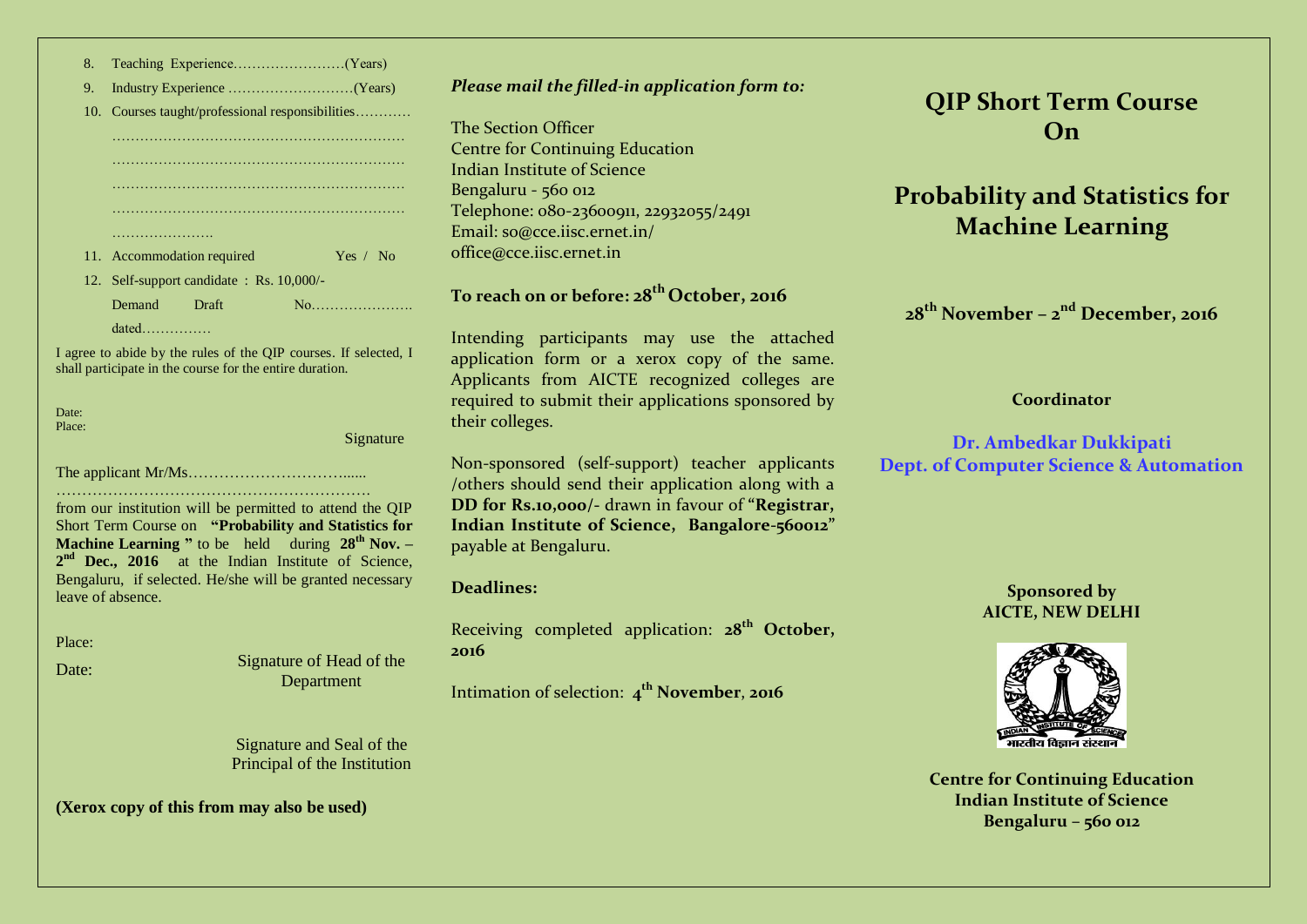8. Teaching Experience……………………(Years)
9. Industry Experience ………………………(Years)
10. Courses taught/professional responsibilities…………
    ………………………………………………………
    ………………………………………………………
    ………………………………………………………
    ………………………………………………………
    ………………….
11. Accommodation required Yes / No
12. Self-support candidate : Rs. 10,000/-
    Demand Draft No………………….
    dated……………

I agree to abide by the rules of the QIP courses. If selected, I shall participate in the course for the entire duration.

Date:
Place:

Signature

The applicant Mr/Ms…………………………......
……………………………………………………
from our institution will be permitted to attend the QIP Short Term Course on **"Probability and Statistics for Machine Learning "** to be held during **28th Nov. – 2nd Dec., 2016** at the Indian Institute of Science, Bengaluru, if selected. He/she will be granted necessary leave of absence.

Place:

Date:

Signature of Head of the Department

Signature and Seal of the Principal of the Institution

**(Xerox copy of this from may also be used)**

*Please mail the filled-in application form to:*

The Section Officer
Centre for Continuing Education
Indian Institute of Science
Bengaluru - 560 012
Telephone: 080-23600911, 22932055/2491
Email: so@cce.iisc.ernet.in/
office@cce.iisc.ernet.in

## To reach on or before: 28th October, 2016

Intending participants may use the attached application form or a xerox copy of the same. Applicants from AICTE recognized colleges are required to submit their applications sponsored by their colleges.

Non-sponsored (self-support) teacher applicants /others should send their application along with a **DD for Rs.10,000/-** drawn in favour of "**Registrar, Indian Institute of Science, Bangalore-560012**" payable at Bengaluru.

**Deadlines:**

Receiving completed application: **28th October, 2016**

Intimation of selection: **4th November, 2016**

# QIP Short Term Course On

# Probability and Statistics for Machine Learning

## 28th November – 2nd December, 2016

**Coordinator**

**Dr. Ambedkar Dukkipati**
**Dept. of Computer Science & Automation**

**Sponsored by**
**AICTE, NEW DELHI**

**Centre for Continuing Education**
**Indian Institute of Science**
**Bengaluru – 560 012**